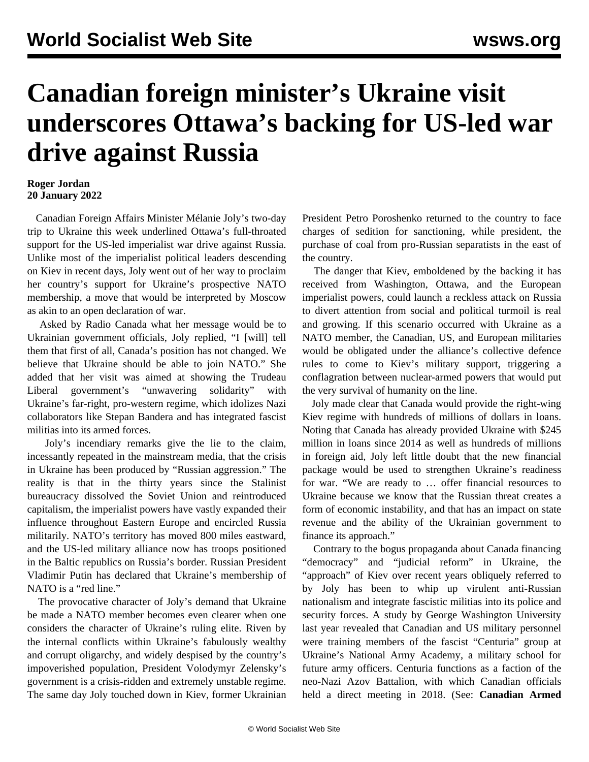# Canadian foreign minister's Ukraine visit underscores Ottawa's backing for US-led war drive against Russia

**Roger Jordan**
**20 January 2022**

Canadian Foreign Affairs Minister Mélanie Joly's two-day trip to Ukraine this week underlined Ottawa's full-throated support for the US-led imperialist war drive against Russia. Unlike most of the imperialist political leaders descending on Kiev in recent days, Joly went out of her way to proclaim her country's support for Ukraine's prospective NATO membership, a move that would be interpreted by Moscow as akin to an open declaration of war.

Asked by Radio Canada what her message would be to Ukrainian government officials, Joly replied, "I [will] tell them that first of all, Canada's position has not changed. We believe that Ukraine should be able to join NATO." She added that her visit was aimed at showing the Trudeau Liberal government's "unwavering solidarity" with Ukraine's far-right, pro-western regime, which idolizes Nazi collaborators like Stepan Bandera and has integrated fascist militias into its armed forces.

Joly's incendiary remarks give the lie to the claim, incessantly repeated in the mainstream media, that the crisis in Ukraine has been produced by "Russian aggression." The reality is that in the thirty years since the Stalinist bureaucracy dissolved the Soviet Union and reintroduced capitalism, the imperialist powers have vastly expanded their influence throughout Eastern Europe and encircled Russia militarily. NATO's territory has moved 800 miles eastward, and the US-led military alliance now has troops positioned in the Baltic republics on Russia's border. Russian President Vladimir Putin has declared that Ukraine's membership of NATO is a "red line."

The provocative character of Joly's demand that Ukraine be made a NATO member becomes even clearer when one considers the character of Ukraine's ruling elite. Riven by the internal conflicts within Ukraine's fabulously wealthy and corrupt oligarchy, and widely despised by the country's impoverished population, President Volodymyr Zelensky's government is a crisis-ridden and extremely unstable regime. The same day Joly touched down in Kiev, former Ukrainian President Petro Poroshenko returned to the country to face charges of sedition for sanctioning, while president, the purchase of coal from pro-Russian separatists in the east of the country.

The danger that Kiev, emboldened by the backing it has received from Washington, Ottawa, and the European imperialist powers, could launch a reckless attack on Russia to divert attention from social and political turmoil is real and growing. If this scenario occurred with Ukraine as a NATO member, the Canadian, US, and European militaries would be obligated under the alliance's collective defence rules to come to Kiev's military support, triggering a conflagration between nuclear-armed powers that would put the very survival of humanity on the line.

Joly made clear that Canada would provide the right-wing Kiev regime with hundreds of millions of dollars in loans. Noting that Canada has already provided Ukraine with $245 million in loans since 2014 as well as hundreds of millions in foreign aid, Joly left little doubt that the new financial package would be used to strengthen Ukraine's readiness for war. "We are ready to … offer financial resources to Ukraine because we know that the Russian threat creates a form of economic instability, and that has an impact on state revenue and the ability of the Ukrainian government to finance its approach."

Contrary to the bogus propaganda about Canada financing "democracy" and "judicial reform" in Ukraine, the "approach" of Kiev over recent years obliquely referred to by Joly has been to whip up virulent anti-Russian nationalism and integrate fascistic militias into its police and security forces. A study by George Washington University last year revealed that Canadian and US military personnel were training members of the fascist "Centuria" group at Ukraine's National Army Academy, a military school for future army officers. Centuria functions as a faction of the neo-Nazi Azov Battalion, with which Canadian officials held a direct meeting in 2018. (See: **Canadian Armed**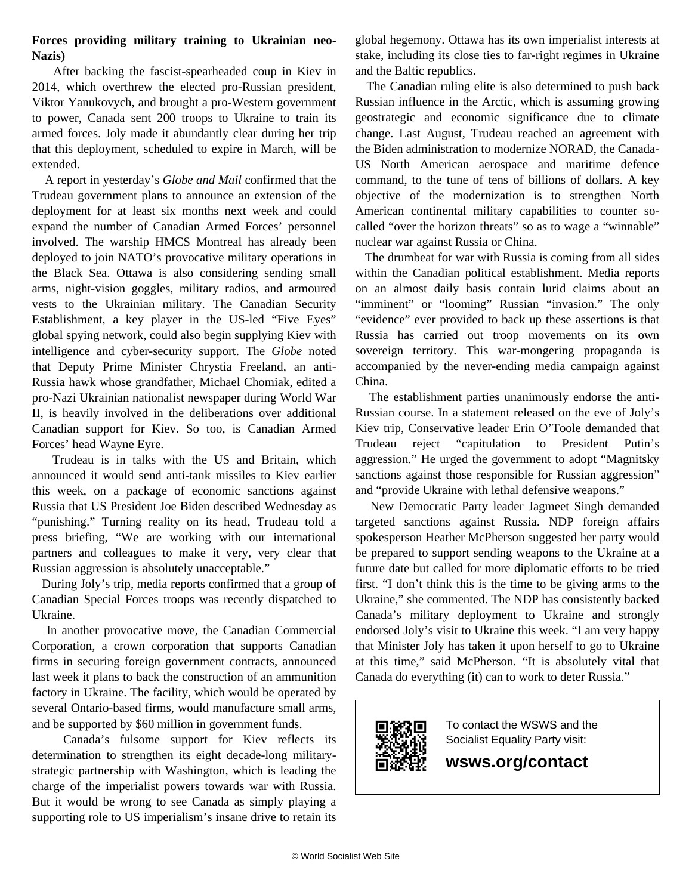**Forces providing military training to Ukrainian neo-Nazis)**

After backing the fascist-spearheaded coup in Kiev in 2014, which overthrew the elected pro-Russian president, Viktor Yanukovych, and brought a pro-Western government to power, Canada sent 200 troops to Ukraine to train its armed forces. Joly made it abundantly clear during her trip that this deployment, scheduled to expire in March, will be extended.

A report in yesterday's *Globe and Mail* confirmed that the Trudeau government plans to announce an extension of the deployment for at least six months next week and could expand the number of Canadian Armed Forces' personnel involved. The warship HMCS Montreal has already been deployed to join NATO's provocative military operations in the Black Sea. Ottawa is also considering sending small arms, night-vision goggles, military radios, and armoured vests to the Ukrainian military. The Canadian Security Establishment, a key player in the US-led "Five Eyes" global spying network, could also begin supplying Kiev with intelligence and cyber-security support. The *Globe* noted that Deputy Prime Minister Chrystia Freeland, an anti-Russia hawk whose grandfather, Michael Chomiak, edited a pro-Nazi Ukrainian nationalist newspaper during World War II, is heavily involved in the deliberations over additional Canadian support for Kiev. So too, is Canadian Armed Forces' head Wayne Eyre.

Trudeau is in talks with the US and Britain, which announced it would send anti-tank missiles to Kiev earlier this week, on a package of economic sanctions against Russia that US President Joe Biden described Wednesday as "punishing." Turning reality on its head, Trudeau told a press briefing, "We are working with our international partners and colleagues to make it very, very clear that Russian aggression is absolutely unacceptable."

During Joly's trip, media reports confirmed that a group of Canadian Special Forces troops was recently dispatched to Ukraine.

In another provocative move, the Canadian Commercial Corporation, a crown corporation that supports Canadian firms in securing foreign government contracts, announced last week it plans to back the construction of an ammunition factory in Ukraine. The facility, which would be operated by several Ontario-based firms, would manufacture small arms, and be supported by $60 million in government funds.

Canada's fulsome support for Kiev reflects its determination to strengthen its eight decade-long military-strategic partnership with Washington, which is leading the charge of the imperialist powers towards war with Russia. But it would be wrong to see Canada as simply playing a supporting role to US imperialism's insane drive to retain its global hegemony. Ottawa has its own imperialist interests at stake, including its close ties to far-right regimes in Ukraine and the Baltic republics.

The Canadian ruling elite is also determined to push back Russian influence in the Arctic, which is assuming growing geostrategic and economic significance due to climate change. Last August, Trudeau reached an agreement with the Biden administration to modernize NORAD, the Canada-US North American aerospace and maritime defence command, to the tune of tens of billions of dollars. A key objective of the modernization is to strengthen North American continental military capabilities to counter so-called "over the horizon threats" so as to wage a "winnable" nuclear war against Russia or China.

The drumbeat for war with Russia is coming from all sides within the Canadian political establishment. Media reports on an almost daily basis contain lurid claims about an "imminent" or "looming" Russian "invasion." The only "evidence" ever provided to back up these assertions is that Russia has carried out troop movements on its own sovereign territory. This war-mongering propaganda is accompanied by the never-ending media campaign against China.

The establishment parties unanimously endorse the anti-Russian course. In a statement released on the eve of Joly's Kiev trip, Conservative leader Erin O'Toole demanded that Trudeau reject "capitulation to President Putin's aggression." He urged the government to adopt "Magnitsky sanctions against those responsible for Russian aggression" and "provide Ukraine with lethal defensive weapons."

New Democratic Party leader Jagmeet Singh demanded targeted sanctions against Russia. NDP foreign affairs spokesperson Heather McPherson suggested her party would be prepared to support sending weapons to the Ukraine at a future date but called for more diplomatic efforts to be tried first. "I don't think this is the time to be giving arms to the Ukraine," she commented. The NDP has consistently backed Canada's military deployment to Ukraine and strongly endorsed Joly's visit to Ukraine this week. "I am very happy that Minister Joly has taken it upon herself to go to Ukraine at this time," said McPherson. "It is absolutely vital that Canada do everything (it) can to work to deter Russia."

To contact the WSWS and the Socialist Equality Party visit:

**wsws.org/contact**